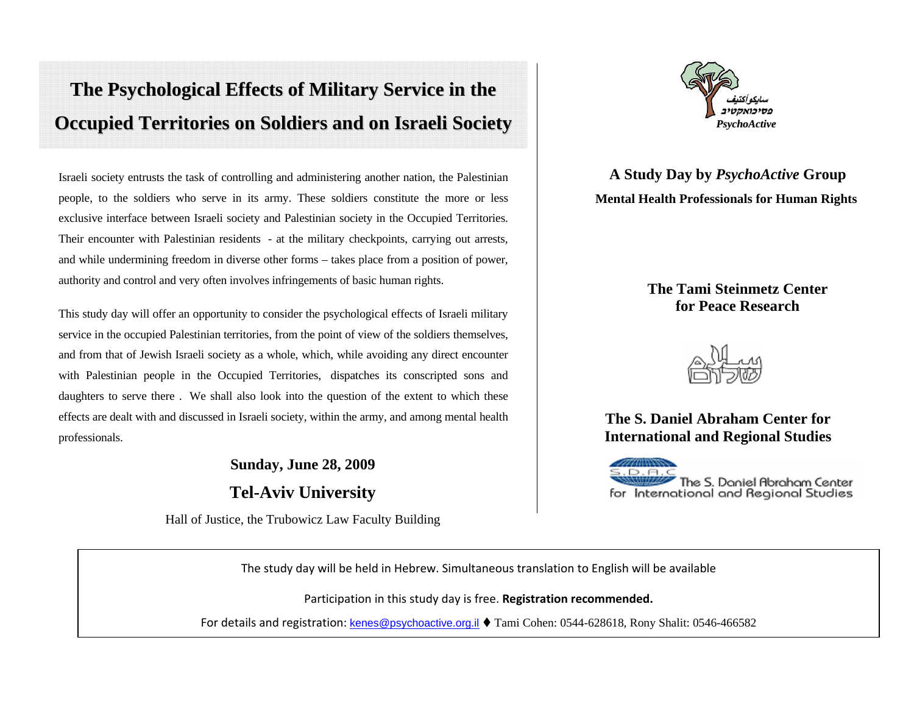# The Psychological Effects of Military Service in the Occupied Territories on Soldiers and on Israeli Society

Israeli society entrusts the task of controlling and administering another nation, the Palestinian people, to the soldiers who serve in its army. These soldiers constitute the more or less exclusive interface between Israeli society and Palestinian society in the Occupied Territories. Their encounter with Palestinian residents - at the military checkpoints, carrying out arrests, and while undermining freedom in diverse other forms – takes place from a position of power, authority and control and very often involves infringements of basic human rights.

This study day will offer an opportunity to consider the psychological effects of Israeli military service in the occupied Palestinian territories, from the point of view of the soldiers themselves, and from that of Jewish Israeli society as a whole, which, while avoiding any direct encounter with Palestinian people in the Occupied Territories, dispatches its conscripted sons and daughters to serve there . We shall also look into the question of the extent to which these effects are dealt with and discussed in Israeli society, within the army, and among mental health professionals.

**Sunday, June 28, 2009**

**Tel-Aviv University**

Hall of Justice, the Trubowicz Law Faculty Building

سايكوأكتيف
פסיכואקטיב
*PsychoActive*

**A Study Day by *PsychoActive* Group**

**Mental Health Professionals for Human Rights**

**The Tami Steinmetz Center for Peace Research**

**The S. Daniel Abraham Center for International and Regional Studies**

S.D.A.C The S. Daniel Abraham Center for International and Regional Studies

The study day will be held in Hebrew. Simultaneous translation to English will be available

Participation in this study day is free. **Registration recommended.**

For details and registration: kenes@psychoactive.org.il ♦ Tami Cohen: 0544-628618, Rony Shalit: 0546-466582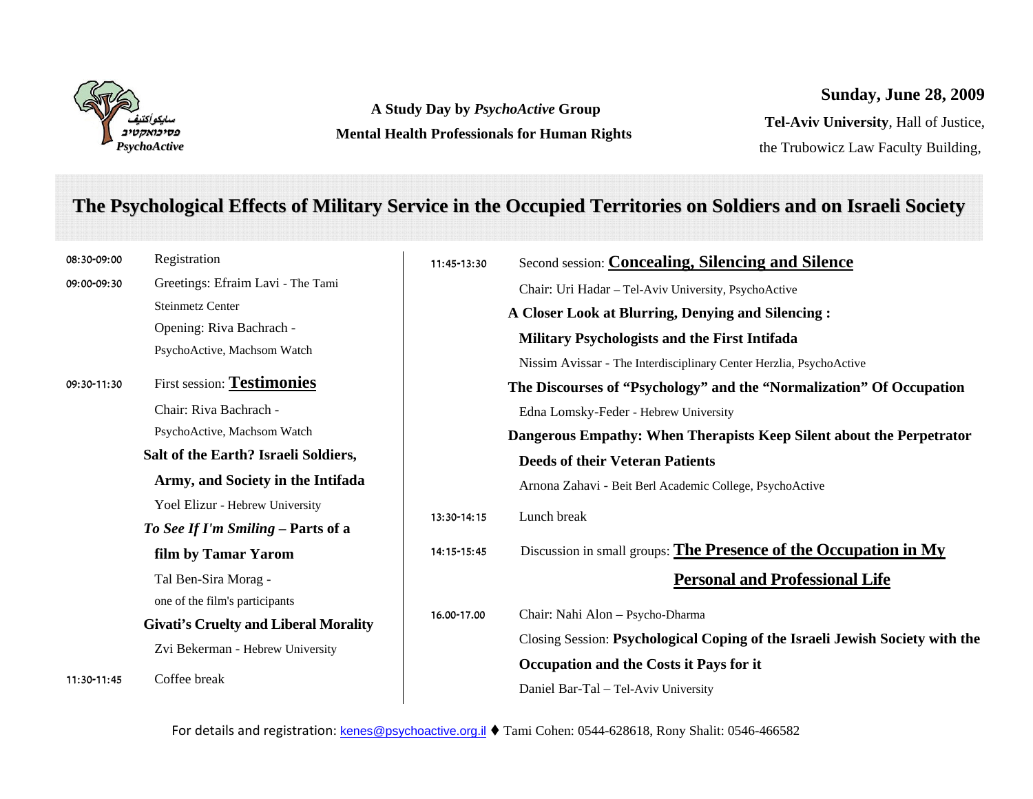سايكوأكتيف
פסיכואקטיב
*PsychoActive*

**A Study Day by *PsychoActive* Group**

**Mental Health Professionals for Human Rights**

**Sunday, June 28, 2009**

**Tel-Aviv University**, Hall of Justice, the Trubowicz Law Faculty Building,

# The Psychological Effects of Military Service in the Occupied Territories on Soldiers and on Israeli Society

08:30-09:00 Registration

09:00-09:30 Greetings: Efraim Lavi - The Tami Steinmetz Center

Opening: Riva Bachrach - PsychoActive, Machsom Watch

09:30-11:30 First session: **Testimonies**

Chair: Riva Bachrach - PsychoActive, Machsom Watch

**Salt of the Earth? Israeli Soldiers, Army, and Society in the Intifada**

Yoel Elizur - Hebrew University

***To See If I'm Smiling* – Parts of a film by Tamar Yarom**

Tal Ben-Sira Morag - one of the film's participants

**Givati's Cruelty and Liberal Morality**

Zvi Bekerman - Hebrew University

11:30-11:45 Coffee break

11:45-13:30 Second session: **Concealing, Silencing and Silence**

Chair: Uri Hadar – Tel-Aviv University, PsychoActive

**A Closer Look at Blurring, Denying and Silencing : Military Psychologists and the First Intifada**

Nissim Avissar - The Interdisciplinary Center Herzlia, PsychoActive

**The Discourses of "Psychology" and the "Normalization" Of Occupation**

Edna Lomsky-Feder - Hebrew University

**Dangerous Empathy: When Therapists Keep Silent about the Perpetrator Deeds of their Veteran Patients**

Arnona Zahavi - Beit Berl Academic College, PsychoActive

13:30-14:15 Lunch break

14:15-15:45 Discussion in small groups: **The Presence of the Occupation in My Personal and Professional Life**

16.00-17.00 Chair: Nahi Alon – Psycho-Dharma

Closing Session: **Psychological Coping of the Israeli Jewish Society with the Occupation and the Costs it Pays for it**

Daniel Bar-Tal – Tel-Aviv University

For details and registration: kenes@psychoactive.org.il ♦ Tami Cohen: 0544-628618, Rony Shalit: 0546-466582